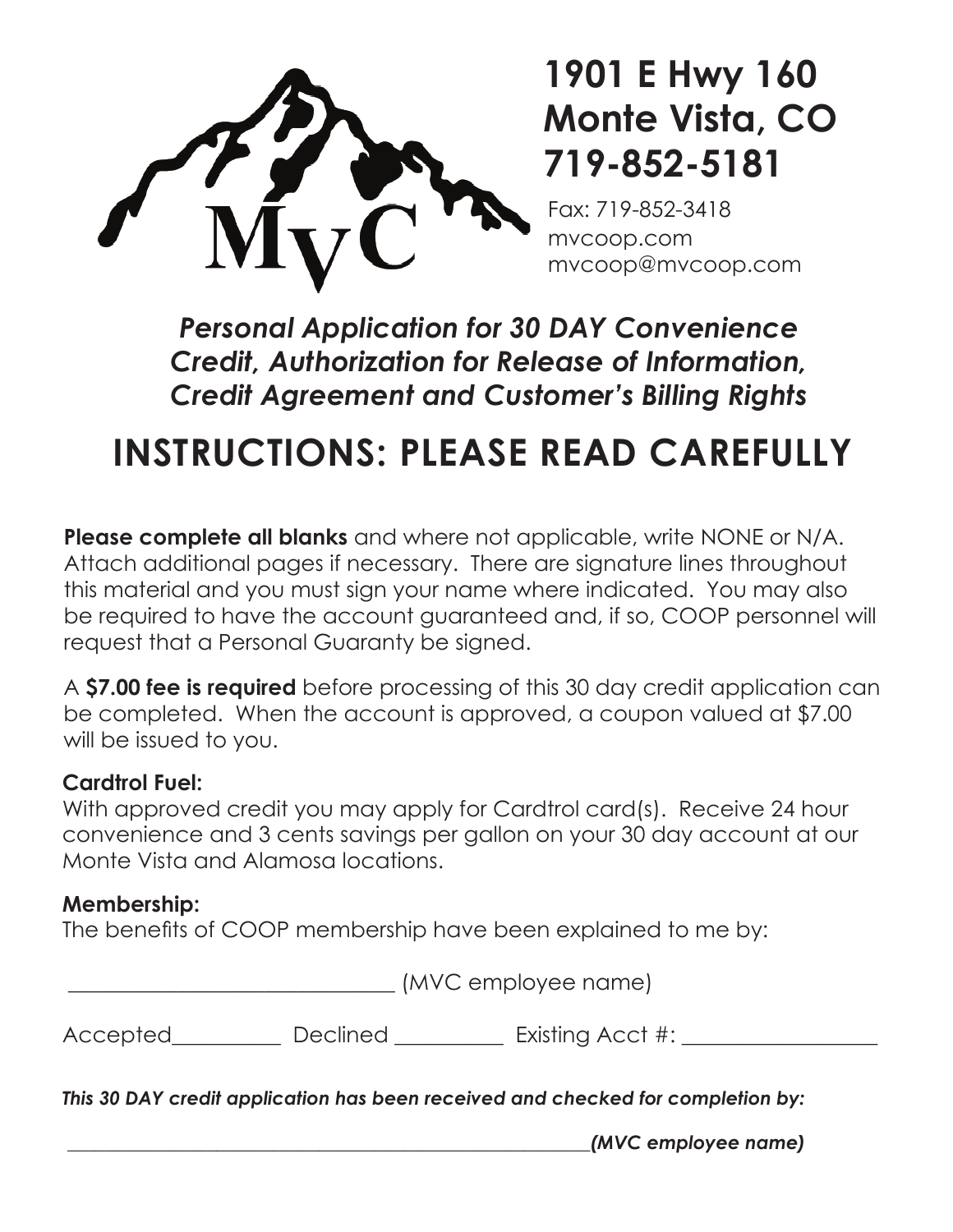MvC

# 1901 E Hwy 160
# Monte Vista, CO
# 719-852-5181

Fax: 719-852-3418
mvcoop.com
mvcoop@mvcoop.com

***Personal Application for 30 DAY Convenience Credit, Authorization for Release of Information, Credit Agreement and Customer's Billing Rights***

# INSTRUCTIONS: PLEASE READ CAREFULLY

**Please complete all blanks** and where not applicable, write NONE or N/A. Attach additional pages if necessary. There are signature lines throughout this material and you must sign your name where indicated. You may also be required to have the account guaranteed and, if so, COOP personnel will request that a Personal Guaranty be signed.

A **$7.00 fee is required** before processing of this 30 day credit application can be completed. When the account is approved, a coupon valued at $7.00 will be issued to you.

**Cardtrol Fuel:**
With approved credit you may apply for Cardtrol card(s). Receive 24 hour convenience and 3 cents savings per gallon on your 30 day account at our Monte Vista and Alamosa locations.

**Membership:**
The benefits of COOP membership have been explained to me by:

______________________________ (MVC employee name)

Accepted__________ Declined __________ Existing Acct #: __________________

***This 30 DAY credit application has been received and checked for completion by:***

_______________________________________________________***(MVC employee name)***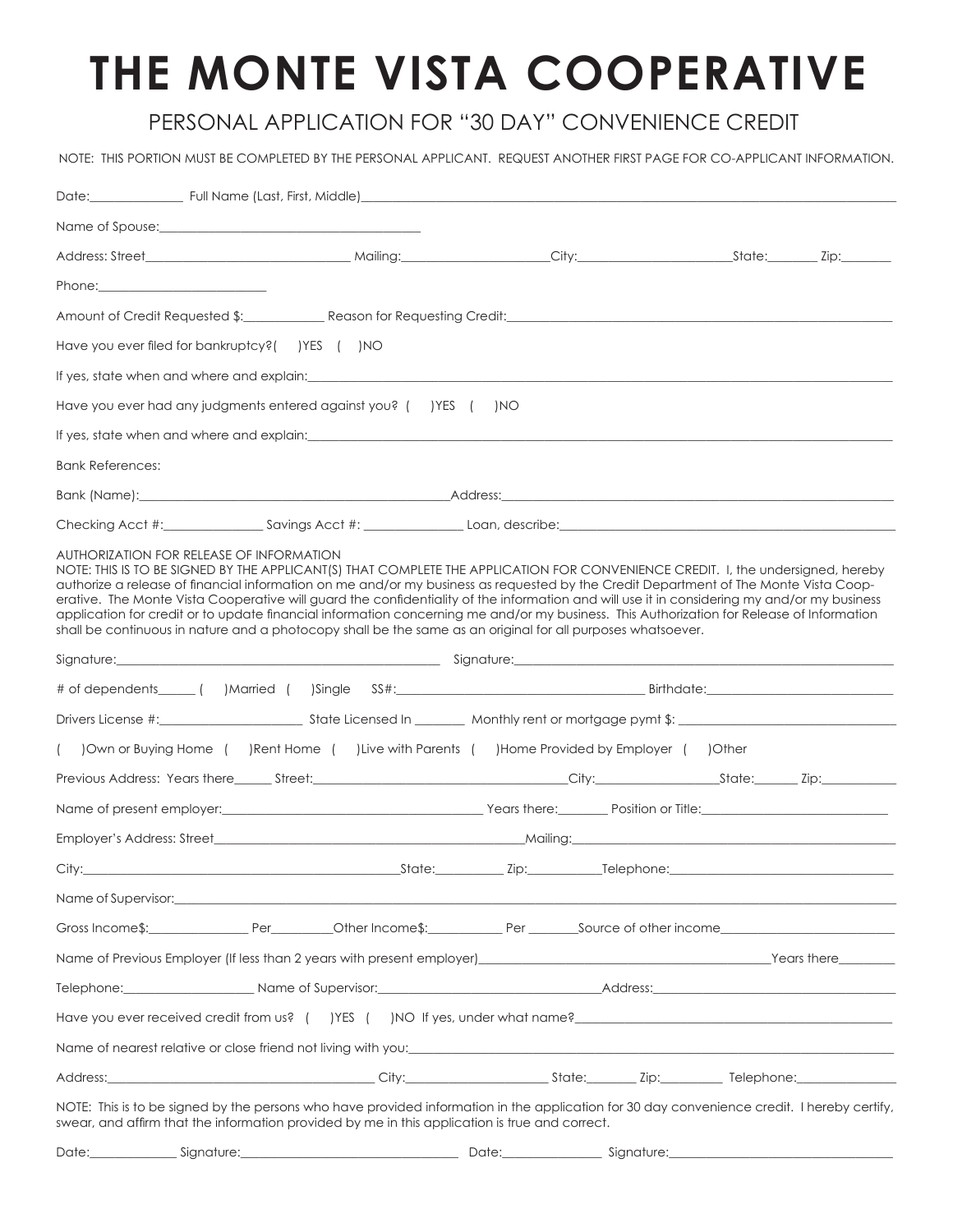# THE MONTE VISTA COOPERATIVE

## PERSONAL APPLICATION FOR "30 DAY" CONVENIENCE CREDIT

NOTE: THIS PORTION MUST BE COMPLETED BY THE PERSONAL APPLICANT. REQUEST ANOTHER FIRST PAGE FOR CO-APPLICANT INFORMATION.

Date:______________ Full Name (Last, First, Middle)______________________________________________

Name of Spouse:________________________________________

Address: Street_______________________________ Mailing:______________________City:______________________State:_______ Zip:_______

Phone:_________________________

Amount of Credit Requested $:____________ Reason for Requesting Credit:________________________________________

Have you ever filed for bankruptcy?( )YES ( )NO

If yes, state when and where and explain:______________________________________________

Have you ever had any judgments entered against you? ( )YES ( )NO

If yes, state when and where and explain:______________________________________________

Bank References:

Bank (Name):_______________________________________________Address:________________________________________

Checking Acct #:_______________ Savings Acct #: _______________ Loan, describe:________________________________

AUTHORIZATION FOR RELEASE OF INFORMATION
NOTE: THIS IS TO BE SIGNED BY THE APPLICANT(S) THAT COMPLETE THE APPLICATION FOR CONVENIENCE CREDIT. I, the undersigned, hereby authorize a release of financial information on me and/or my business as requested by the Credit Department of The Monte Vista Cooperative. The Monte Vista Cooperative will guard the confidentiality of the information and will use it in considering my and/or my business application for credit or to update financial information concerning me and/or my business. This Authorization for Release of Information shall be continuous in nature and a photocopy shall be the same as an original for all purposes whatsoever.

Signature:__________________________________________________ Signature:__________________________________________

# of dependents______ ( )Married ( )Single SS#:_____________________________________ Birthdate:___________________________

Drivers License #:_____________________ State Licensed In ________ Monthly rent or mortgage pymt $: __________________________

( )Own or Buying Home ( )Rent Home ( )Live with Parents ( )Home Provided by Employer ( )Other

Previous Address: Years there______ Street:________________________________________City:__________________State:_______ Zip:___________

Name of present employer:________________________________________ Years there:_______ Position or Title:____________________________

Employer's Address: Street_______________________________________________Mailing:____________________________________________

City:_______________________________________________State:__________ Zip:__________Telephone:______________________________

Name of Supervisor:______________________________________________________________________________

Gross Income$:_______________ Per_________Other Income$:___________ Per _______Source of other income________________________

Name of Previous Employer (If less than 2 years with present employer)____________________________________________Years there________

Telephone:____________________ Name of Supervisor:__________________________________Address:________________________________

Have you ever received credit from us? ( )YES ( )NO If yes, under what name?______________________________________________

Name of nearest relative or close friend not living with you:______________________________________________

Address:_________________________________________ City:_____________________ State:_______ Zip:_________ Telephone:_______________

NOTE: This is to be signed by the persons who have provided information in the application for 30 day convenience credit. I hereby certify, swear, and affirm that the information provided by me in this application is true and correct.

Date:_____________ Signature:_________________________________ Date:_______________ Signature:___________________________________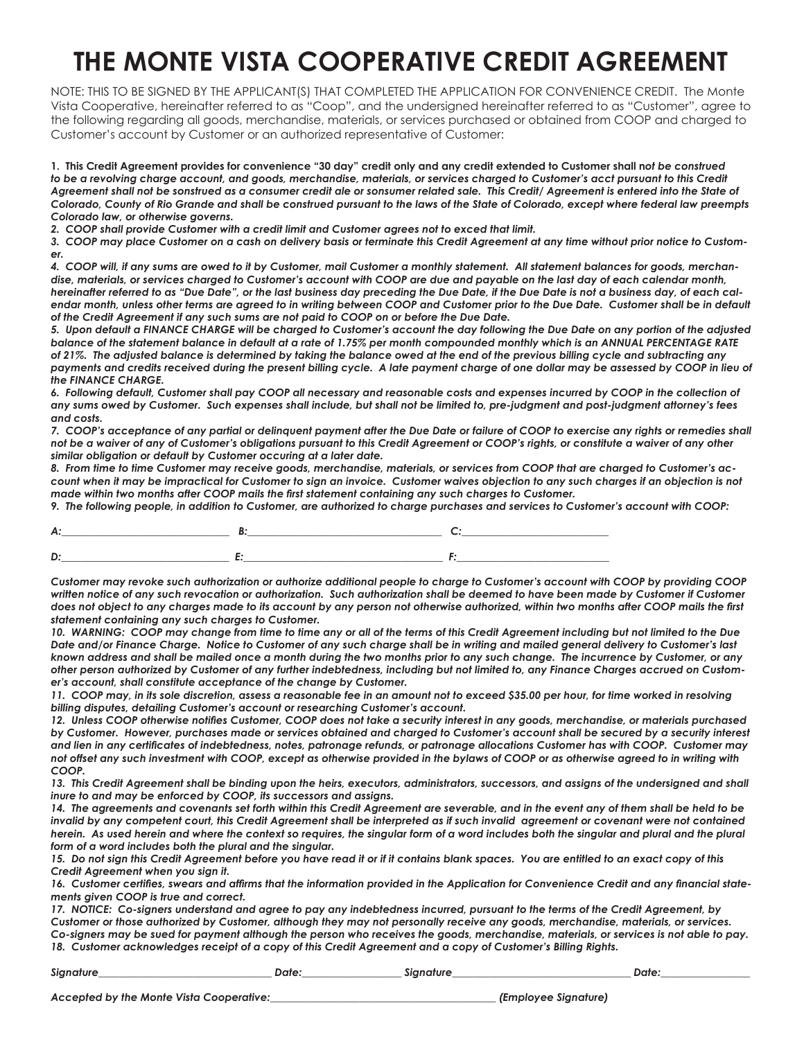# THE MONTE VISTA COOPERATIVE CREDIT AGREEMENT

NOTE: THIS TO BE SIGNED BY THE APPLICANT(S) THAT COMPLETED THE APPLICATION FOR CONVENIENCE CREDIT. The Monte Vista Cooperative, hereinafter referred to as "Coop", and the undersigned hereinafter referred to as "Customer", agree to the following regarding all goods, merchandise, materials, or services purchased or obtained from COOP and charged to Customer's account by Customer or an authorized representative of Customer:

***1. This Credit Agreement provides for convenience "30 day" credit only and any credit extended to Customer shall not be construed to be a revolving charge account, and goods, merchandise, materials, or services charged to Customer's acct pursuant to this Credit Agreement shall not be sonstrued as a consumer credit ale or sonsumer related sale. This Credit/ Agreement is entered into the State of Colorado, County of Rio Grande and shall be construed pursuant to the laws of the State of Colorado, except where federal law preempts Colorado law, or otherwise governs.***

***2. COOP shall provide Customer with a credit limit and Customer agrees not to exced that limit.***

***3. COOP may place Customer on a cash on delivery basis or terminate this Credit Agreement at any time without prior notice to Customer.***

***4. COOP will, if any sums are owed to it by Customer, mail Customer a monthly statement. All statement balances for goods, merchandise, materials, or services charged to Customer's account with COOP are due and payable on the last day of each calendar month, hereinafter referred to as "Due Date", or the last business day preceding the Due Date, if the Due Date is not a business day, of each calendar month, unless other terms are agreed to in writing between COOP and Customer prior to the Due Date. Customer shall be in default of the Credit Agreement if any such sums are not paid to COOP on or before the Due Date.***

***5. Upon default a FINANCE CHARGE will be charged to Customer's account the day following the Due Date on any portion of the adjusted balance of the statement balance in default at a rate of 1.75% per month compounded monthly which is an ANNUAL PERCENTAGE RATE of 21%. The adjusted balance is determined by taking the balance owed at the end of the previous billing cycle and subtracting any payments and credits received during the present billing cycle. A late payment charge of one dollar may be assessed by COOP in lieu of the FINANCE CHARGE.***

***6. Following default, Customer shall pay COOP all necessary and reasonable costs and expenses incurred by COOP in the collection of any sums owed by Customer. Such expenses shall include, but shall not be limited to, pre-judgment and post-judgment attorney's fees and costs.***

***7. COOP's acceptance of any partial or delinquent payment after the Due Date or failure of COOP to exercise any rights or remedies shall not be a waiver of any of Customer's obligations pursuant to this Credit Agreement or COOP's rights, or constitute a waiver of any other similar obligation or default by Customer occuring at a later date.***

***8. From time to time Customer may receive goods, merchandise, materials, or services from COOP that are charged to Customer's account when it may be impractical for Customer to sign an invoice. Customer waives objection to any such charges if an objection is not made within two months after COOP mails the first statement containing any such charges to Customer.***

***9. The following people, in addition to Customer, are authorized to charge purchases and services to Customer's account with COOP:***

***A:*** ______________________________ ***B:*** ____________________________________ ***C:*** ___________________________

***D:*** ______________________________ ***E:*** ____________________________________ ***F:*** ___________________________

***Customer may revoke such authorization or authorize additional people to charge to Customer's account with COOP by providing COOP written notice of any such revocation or authorization. Such authorization shall be deemed to have been made by Customer if Customer does not object to any charges made to its account by any person not otherwise authorized, within two months after COOP mails the first statement containing any such charges to Customer.***

***10. WARNING: COOP may change from time to time any or all of the terms of this Credit Agreement including but not limited to the Due Date and/or Finance Charge. Notice to Customer of any such charge shall be in writing and mailed general delivery to Customer's last known address and shall be mailed once a month during the two months prior to any such change. The incurrence by Customer, or any other person authorized by Customer of any further indebtedness, including but not limited to, any Finance Charges accrued on Customer's account, shall constitute acceptance of the change by Customer.***

***11. COOP may, in its sole discretion, assess a reasonable fee in an amount not to exceed $35.00 per hour, for time worked in resolving billing disputes, detailing Customer's account or researching Customer's account.***

***12. Unless COOP otherwise notifies Customer, COOP does not take a security interest in any goods, merchandise, or materials purchased by Customer. However, purchases made or services obtained and charged to Customer's account shall be secured by a security interest and lien in any certificates of indebtedness, notes, patronage refunds, or patronage allocations Customer has with COOP. Customer may not offset any such investment with COOP, except as otherwise provided in the bylaws of COOP or as otherwise agreed to in writing with COOP.***

***13. This Credit Agreement shall be binding upon the heirs, executors, administrators, successors, and assigns of the undersigned and shall inure to and may be enforced by COOP, its successors and assigns.***

***14. The agreements and covenants set forth within this Credit Agreement are severable, and in the event any of them shall be held to be invalid by any competent court, this Credit Agreement shall be interpreted as if such invalid agreement or covenant were not contained herein. As used herein and where the context so requires, the singular form of a word includes both the singular and plural and the plural form of a word includes both the plural and the singular.***

***15. Do not sign this Credit Agreement before you have read it or if it contains blank spaces. You are entitled to an exact copy of this Credit Agreement when you sign it.***

***16. Customer certifies, swears and affirms that the information provided in the Application for Convenience Credit and any financial statements given COOP is true and correct.***

***17. NOTICE: Co-signers understand and agree to pay any indebtedness incurred, pursuant to the terms of the Credit Agreement, by Customer or those authorized by Customer, although they may not personally receive any goods, merchandise, materials, or services. Co-signers may be sued for payment although the person who receives the goods, merchandise, materials, or services is not able to pay.***

***18. Customer acknowledges receipt of a copy of this Credit Agreement and a copy of Customer's Billing Rights.***

***Signature*** ______________________________ ***Date:*** ________________ ***Signature*** ______________________________ ***Date:*** ________________

***Accepted by the Monte Vista Cooperative:*** ________________________________________ ***(Employee Signature)***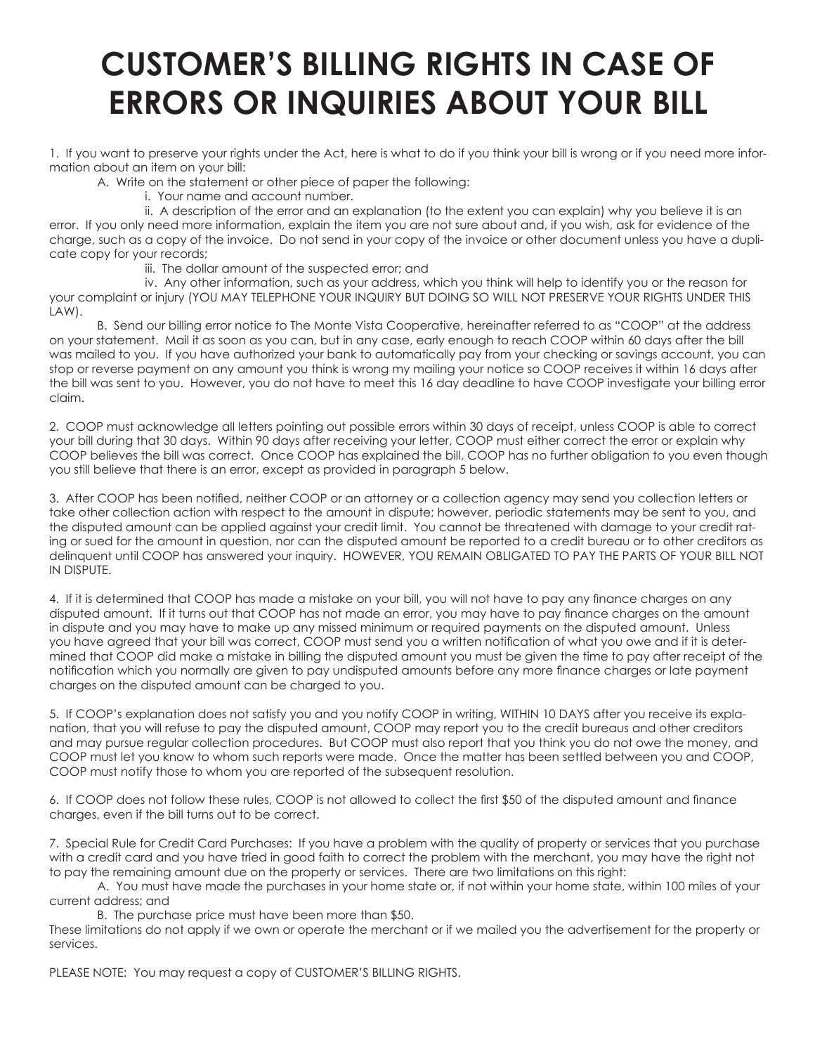# CUSTOMER'S BILLING RIGHTS IN CASE OF ERRORS OR INQUIRIES ABOUT YOUR BILL

1. If you want to preserve your rights under the Act, here is what to do if you think your bill is wrong or if you need more information about an item on your bill:

   A. Write on the statement or other piece of paper the following:

      i. Your name and account number.

      ii. A description of the error and an explanation (to the extent you can explain) why you believe it is an error. If you only need more information, explain the item you are not sure about and, if you wish, ask for evidence of the charge, such as a copy of the invoice. Do not send in your copy of the invoice or other document unless you have a duplicate copy for your records;

      iii. The dollar amount of the suspected error; and

      iv. Any other information, such as your address, which you think will help to identify you or the reason for your complaint or injury (YOU MAY TELEPHONE YOUR INQUIRY BUT DOING SO WILL NOT PRESERVE YOUR RIGHTS UNDER THIS LAW).

   B. Send our billing error notice to The Monte Vista Cooperative, hereinafter referred to as "COOP" at the address on your statement. Mail it as soon as you can, but in any case, early enough to reach COOP within 60 days after the bill was mailed to you. If you have authorized your bank to automatically pay from your checking or savings account, you can stop or reverse payment on any amount you think is wrong my mailing your notice so COOP receives it within 16 days after the bill was sent to you. However, you do not have to meet this 16 day deadline to have COOP investigate your billing error claim.

2. COOP must acknowledge all letters pointing out possible errors within 30 days of receipt, unless COOP is able to correct your bill during that 30 days. Within 90 days after receiving your letter, COOP must either correct the error or explain why COOP believes the bill was correct. Once COOP has explained the bill, COOP has no further obligation to you even though you still believe that there is an error, except as provided in paragraph 5 below.

3. After COOP has been notified, neither COOP or an attorney or a collection agency may send you collection letters or take other collection action with respect to the amount in dispute; however, periodic statements may be sent to you, and the disputed amount can be applied against your credit limit. You cannot be threatened with damage to your credit rating or sued for the amount in question, nor can the disputed amount be reported to a credit bureau or to other creditors as delinquent until COOP has answered your inquiry. HOWEVER, YOU REMAIN OBLIGATED TO PAY THE PARTS OF YOUR BILL NOT IN DISPUTE.

4. If it is determined that COOP has made a mistake on your bill, you will not have to pay any finance charges on any disputed amount. If it turns out that COOP has not made an error, you may have to pay finance charges on the amount in dispute and you may have to make up any missed minimum or required payments on the disputed amount. Unless you have agreed that your bill was correct, COOP must send you a written notification of what you owe and if it is determined that COOP did make a mistake in billing the disputed amount you must be given the time to pay after receipt of the notification which you normally are given to pay undisputed amounts before any more finance charges or late payment charges on the disputed amount can be charged to you.

5. If COOP's explanation does not satisfy you and you notify COOP in writing, WITHIN 10 DAYS after you receive its explanation, that you will refuse to pay the disputed amount, COOP may report you to the credit bureaus and other creditors and may pursue regular collection procedures. But COOP must also report that you think you do not owe the money, and COOP must let you know to whom such reports were made. Once the matter has been settled between you and COOP, COOP must notify those to whom you are reported of the subsequent resolution.

6. If COOP does not follow these rules, COOP is not allowed to collect the first $50 of the disputed amount and finance charges, even if the bill turns out to be correct.

7. Special Rule for Credit Card Purchases: If you have a problem with the quality of property or services that you purchase with a credit card and you have tried in good faith to correct the problem with the merchant, you may have the right not to pay the remaining amount due on the property or services. There are two limitations on this right:

   A. You must have made the purchases in your home state or, if not within your home state, within 100 miles of your current address; and

   B. The purchase price must have been more than $50.

These limitations do not apply if we own or operate the merchant or if we mailed you the advertisement for the property or services.

PLEASE NOTE: You may request a copy of CUSTOMER'S BILLING RIGHTS.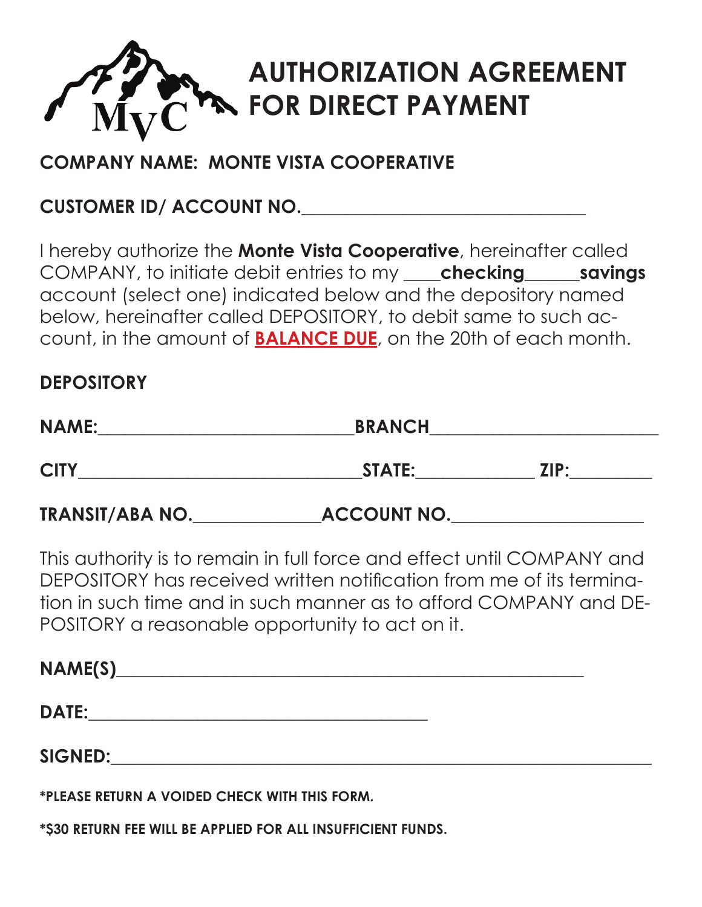# AUTHORIZATION AGREEMENT FOR DIRECT PAYMENT

**COMPANY NAME: MONTE VISTA COOPERATIVE**

**CUSTOMER ID/ ACCOUNT NO.**______________________________

I hereby authorize the **Monte Vista Cooperative**, hereinafter called COMPANY, to initiate debit entries to my ____**checking**______**savings** account (select one) indicated below and the depository named below, hereinafter called DEPOSITORY, to debit same to such account, in the amount of **BALANCE DUE**, on the 20th of each month.

**DEPOSITORY**

**NAME:**___________________________ **BRANCH**________________________

**CITY**_____________________________ **STATE:**____________ **ZIP:**________

**TRANSIT/ABA NO.**_____________ **ACCOUNT NO.**____________________

This authority is to remain in full force and effect until COMPANY and DEPOSITORY has received written notification from me of its termination in such time and in such manner as to afford COMPANY and DEPOSITORY a reasonable opportunity to act on it.

**NAME(S)**_________________________________________________

**DATE:**____________________________________

**SIGNED:**___________________________________________________________

**\*PLEASE RETURN A VOIDED CHECK WITH THIS FORM.**

**\*$30 RETURN FEE WILL BE APPLIED FOR ALL INSUFFICIENT FUNDS.**